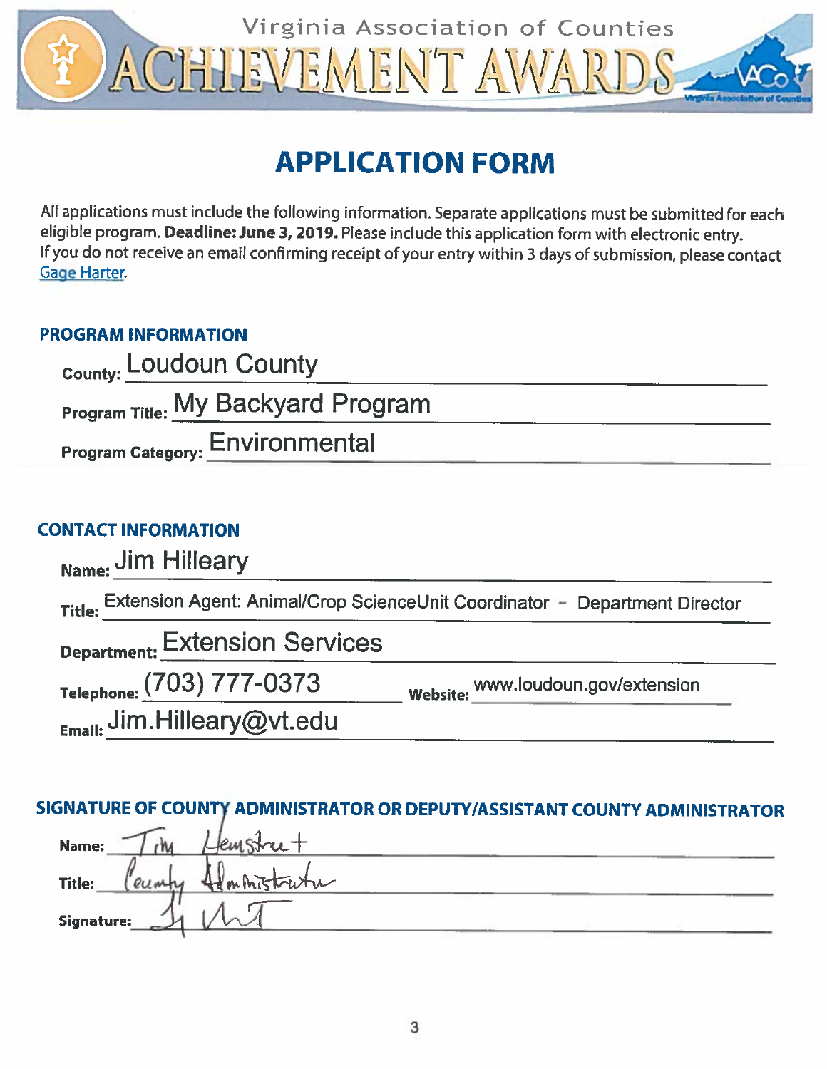Virginia Association of Counties

# ACHIEVEMENT AWARDS

## APPLICATION FORM

All applications must include the following information. Separate applications must be submitted for each eligible program. **Deadline: June 3, 2019.** Please include this application form with electronic entry.
If you do not receive an email confirming receipt of your entry within 3 days of submission, please contact Gage Harter.

### PROGRAM INFORMATION

**County:** Loudoun County

**Program Title:** My Backyard Program

**Program Category:** Environmental

### CONTACT INFORMATION

**Name:** Jim Hilleary

**Title:** Extension Agent: Animal/Crop ScienceUnit Coordinator – Department Director

**Department:** Extension Services

**Telephone:** (703) 777-0373 **Website:** www.loudoun.gov/extension

**Email:** Jim.Hilleary@vt.edu

### SIGNATURE OF COUNTY ADMINISTRATOR OR DEPUTY/ASSISTANT COUNTY ADMINISTRATOR

**Name:** Tim Hemstreet

**Title:** County Administrator

**Signature:** [signature]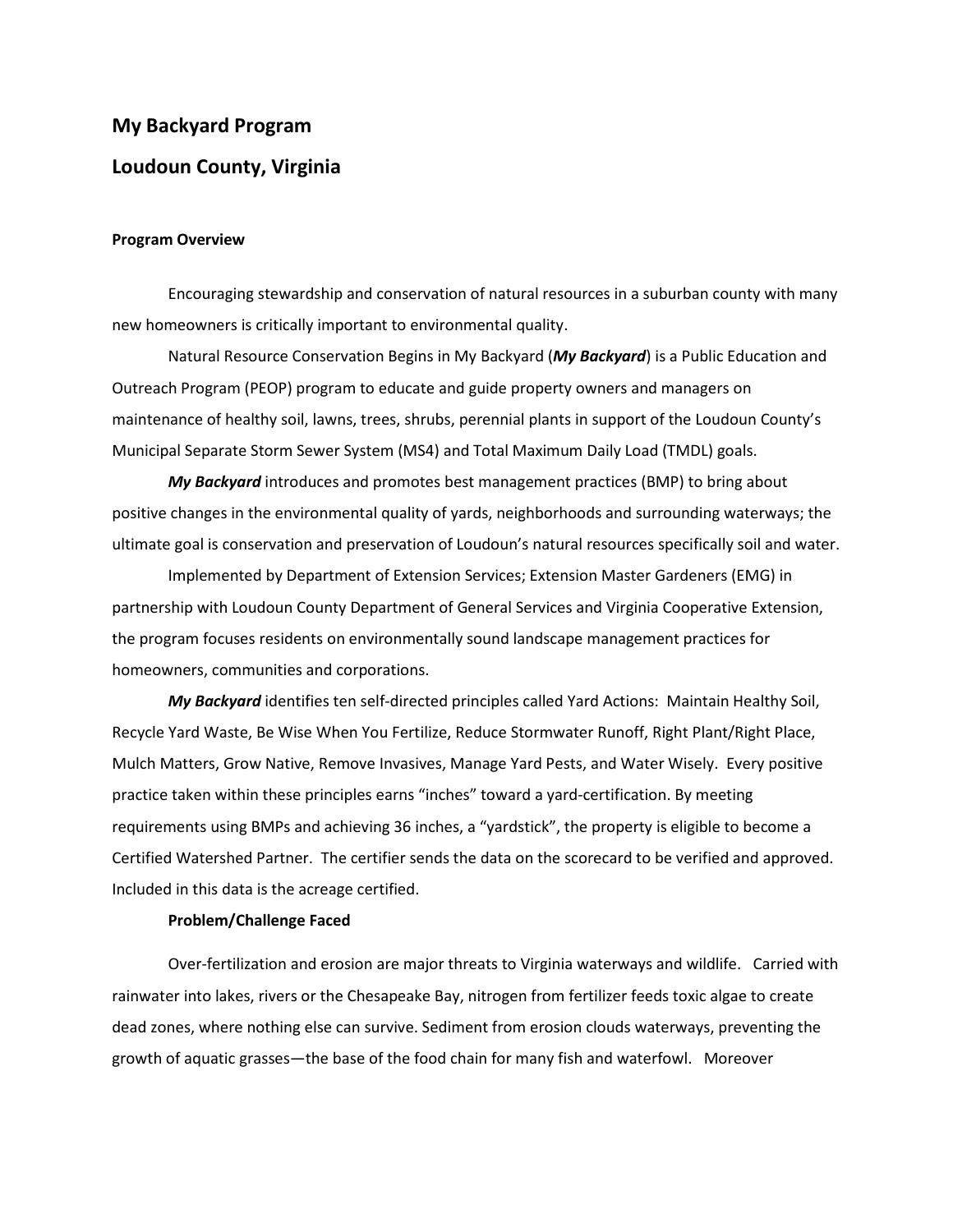## My Backyard Program

## Loudoun County, Virginia

### Program Overview

Encouraging stewardship and conservation of natural resources in a suburban county with many new homeowners is critically important to environmental quality.

Natural Resource Conservation Begins in My Backyard (***My Backyard***) is a Public Education and Outreach Program (PEOP) program to educate and guide property owners and managers on maintenance of healthy soil, lawns, trees, shrubs, perennial plants in support of the Loudoun County's Municipal Separate Storm Sewer System (MS4) and Total Maximum Daily Load (TMDL) goals.

***My Backyard*** introduces and promotes best management practices (BMP) to bring about positive changes in the environmental quality of yards, neighborhoods and surrounding waterways; the ultimate goal is conservation and preservation of Loudoun's natural resources specifically soil and water.

Implemented by Department of Extension Services; Extension Master Gardeners (EMG) in partnership with Loudoun County Department of General Services and Virginia Cooperative Extension, the program focuses residents on environmentally sound landscape management practices for homeowners, communities and corporations.

***My Backyard*** identifies ten self-directed principles called Yard Actions: Maintain Healthy Soil, Recycle Yard Waste, Be Wise When You Fertilize, Reduce Stormwater Runoff, Right Plant/Right Place, Mulch Matters, Grow Native, Remove Invasives, Manage Yard Pests, and Water Wisely. Every positive practice taken within these principles earns "inches" toward a yard-certification. By meeting requirements using BMPs and achieving 36 inches, a "yardstick", the property is eligible to become a Certified Watershed Partner. The certifier sends the data on the scorecard to be verified and approved. Included in this data is the acreage certified.

### Problem/Challenge Faced

Over-fertilization and erosion are major threats to Virginia waterways and wildlife. Carried with rainwater into lakes, rivers or the Chesapeake Bay, nitrogen from fertilizer feeds toxic algae to create dead zones, where nothing else can survive. Sediment from erosion clouds waterways, preventing the growth of aquatic grasses—the base of the food chain for many fish and waterfowl. Moreover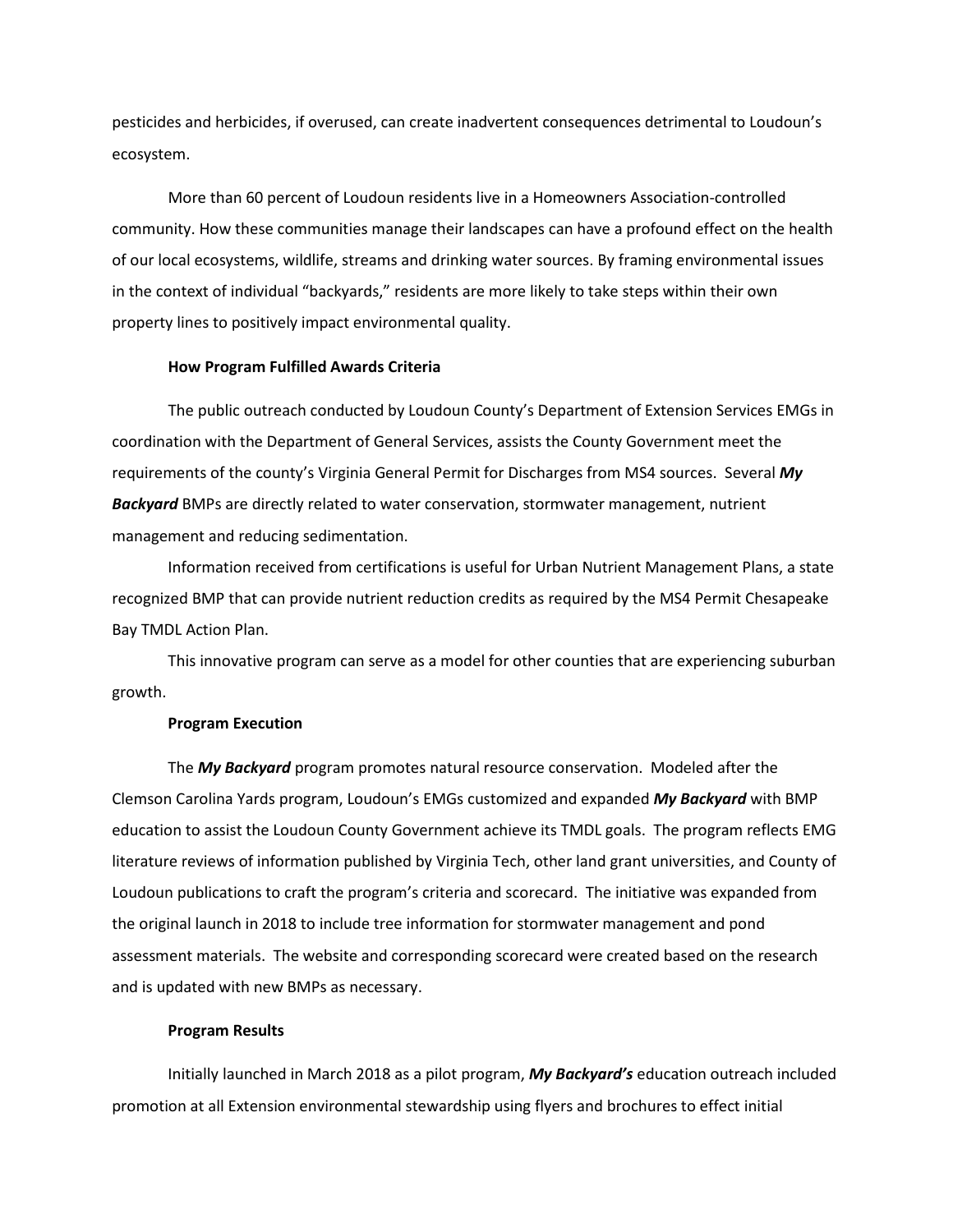pesticides and herbicides, if overused, can create inadvertent consequences detrimental to Loudoun's ecosystem.

More than 60 percent of Loudoun residents live in a Homeowners Association-controlled community. How these communities manage their landscapes can have a profound effect on the health of our local ecosystems, wildlife, streams and drinking water sources. By framing environmental issues in the context of individual "backyards," residents are more likely to take steps within their own property lines to positively impact environmental quality.

**How Program Fulfilled Awards Criteria**

The public outreach conducted by Loudoun County's Department of Extension Services EMGs in coordination with the Department of General Services, assists the County Government meet the requirements of the county's Virginia General Permit for Discharges from MS4 sources. Several ***My Backyard*** BMPs are directly related to water conservation, stormwater management, nutrient management and reducing sedimentation.

Information received from certifications is useful for Urban Nutrient Management Plans, a state recognized BMP that can provide nutrient reduction credits as required by the MS4 Permit Chesapeake Bay TMDL Action Plan.

This innovative program can serve as a model for other counties that are experiencing suburban growth.

**Program Execution**

The ***My Backyard*** program promotes natural resource conservation. Modeled after the Clemson Carolina Yards program, Loudoun's EMGs customized and expanded ***My Backyard*** with BMP education to assist the Loudoun County Government achieve its TMDL goals. The program reflects EMG literature reviews of information published by Virginia Tech, other land grant universities, and County of Loudoun publications to craft the program's criteria and scorecard. The initiative was expanded from the original launch in 2018 to include tree information for stormwater management and pond assessment materials. The website and corresponding scorecard were created based on the research and is updated with new BMPs as necessary.

**Program Results**

Initially launched in March 2018 as a pilot program, ***My Backyard's*** education outreach included promotion at all Extension environmental stewardship using flyers and brochures to effect initial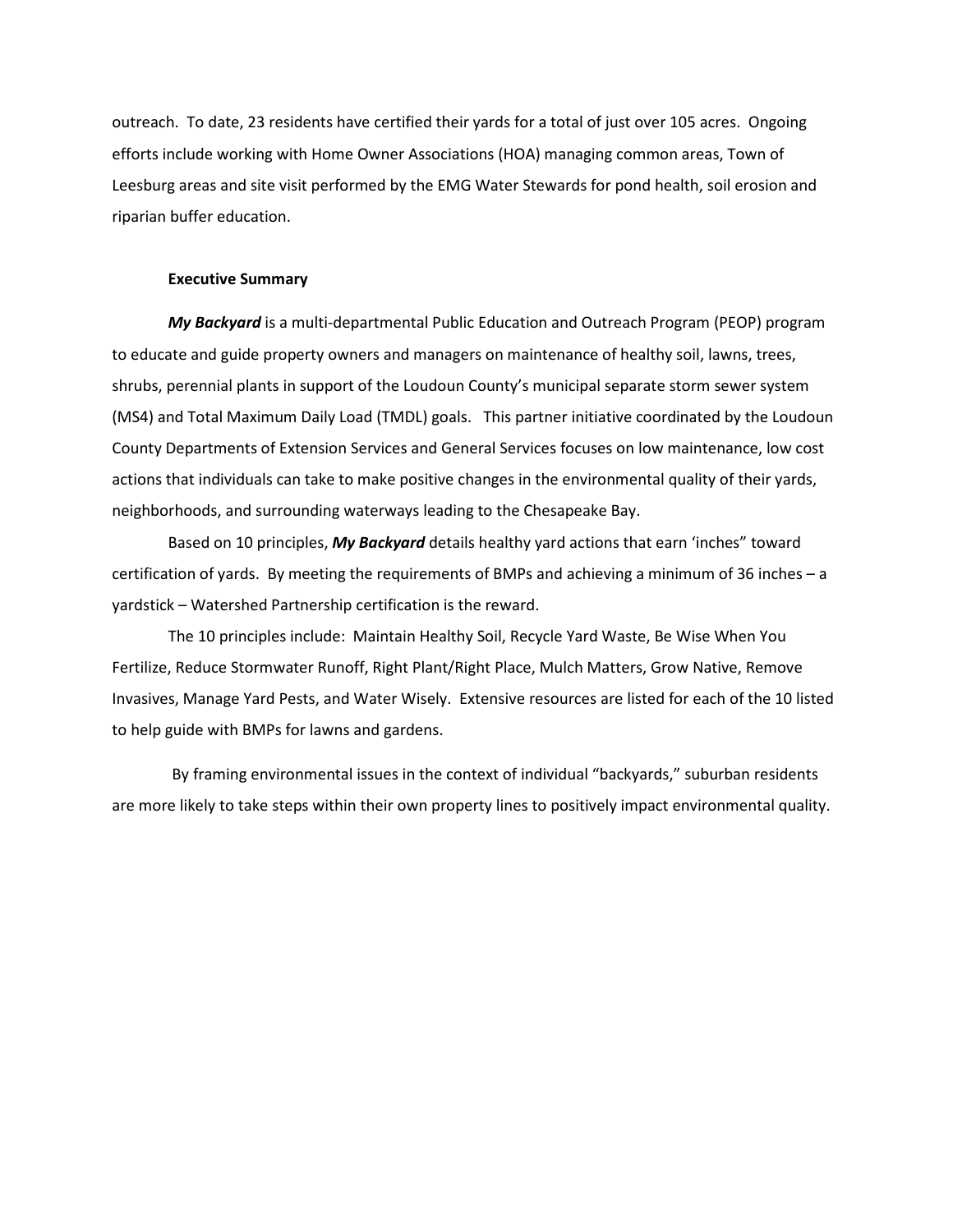outreach. To date, 23 residents have certified their yards for a total of just over 105 acres. Ongoing efforts include working with Home Owner Associations (HOA) managing common areas, Town of Leesburg areas and site visit performed by the EMG Water Stewards for pond health, soil erosion and riparian buffer education.

**Executive Summary**

***My Backyard*** is a multi-departmental Public Education and Outreach Program (PEOP) program to educate and guide property owners and managers on maintenance of healthy soil, lawns, trees, shrubs, perennial plants in support of the Loudoun County's municipal separate storm sewer system (MS4) and Total Maximum Daily Load (TMDL) goals. This partner initiative coordinated by the Loudoun County Departments of Extension Services and General Services focuses on low maintenance, low cost actions that individuals can take to make positive changes in the environmental quality of their yards, neighborhoods, and surrounding waterways leading to the Chesapeake Bay.

Based on 10 principles, ***My Backyard*** details healthy yard actions that earn 'inches" toward certification of yards. By meeting the requirements of BMPs and achieving a minimum of 36 inches – a yardstick – Watershed Partnership certification is the reward.

The 10 principles include: Maintain Healthy Soil, Recycle Yard Waste, Be Wise When You Fertilize, Reduce Stormwater Runoff, Right Plant/Right Place, Mulch Matters, Grow Native, Remove Invasives, Manage Yard Pests, and Water Wisely. Extensive resources are listed for each of the 10 listed to help guide with BMPs for lawns and gardens.

By framing environmental issues in the context of individual "backyards," suburban residents are more likely to take steps within their own property lines to positively impact environmental quality.